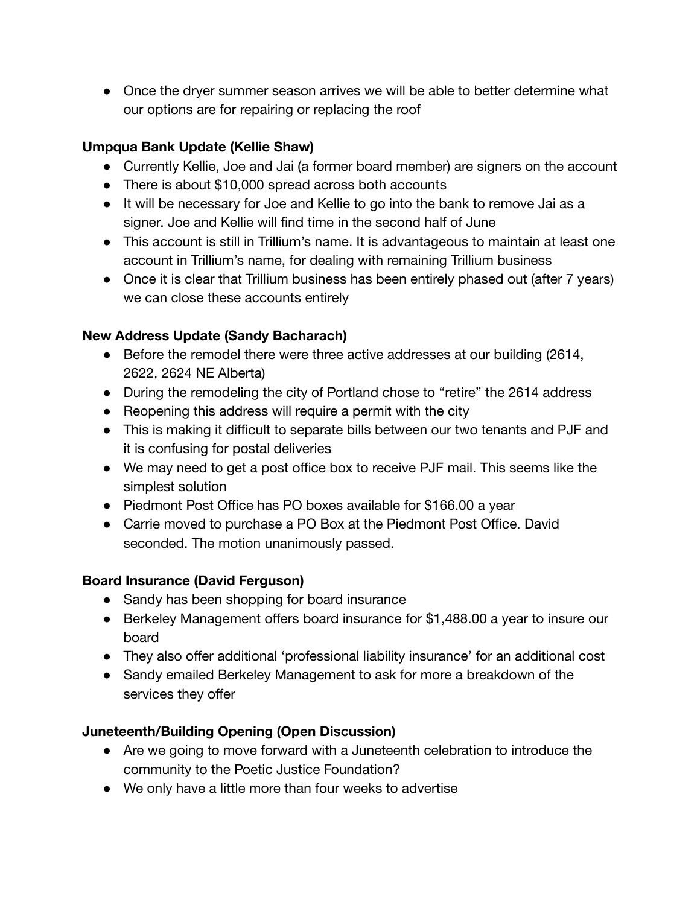- Once the dryer summer season arrives we will be able to better determine what our options are for repairing or replacing the roof

**Umpqua Bank Update (Kellie Shaw)**

- Currently Kellie, Joe and Jai (a former board member) are signers on the account
- There is about $10,000 spread across both accounts
- It will be necessary for Joe and Kellie to go into the bank to remove Jai as a signer. Joe and Kellie will find time in the second half of June
- This account is still in Trillium's name. It is advantageous to maintain at least one account in Trillium's name, for dealing with remaining Trillium business
- Once it is clear that Trillium business has been entirely phased out (after 7 years) we can close these accounts entirely

**New Address Update (Sandy Bacharach)**

- Before the remodel there were three active addresses at our building (2614, 2622, 2624 NE Alberta)
- During the remodeling the city of Portland chose to "retire" the 2614 address
- Reopening this address will require a permit with the city
- This is making it difficult to separate bills between our two tenants and PJF and it is confusing for postal deliveries
- We may need to get a post office box to receive PJF mail. This seems like the simplest solution
- Piedmont Post Office has PO boxes available for $166.00 a year
- Carrie moved to purchase a PO Box at the Piedmont Post Office. David seconded. The motion unanimously passed.

**Board Insurance (David Ferguson)**

- Sandy has been shopping for board insurance
- Berkeley Management offers board insurance for $1,488.00 a year to insure our board
- They also offer additional 'professional liability insurance' for an additional cost
- Sandy emailed Berkeley Management to ask for more a breakdown of the services they offer

**Juneteenth/Building Opening (Open Discussion)**

- Are we going to move forward with a Juneteenth celebration to introduce the community to the Poetic Justice Foundation?
- We only have a little more than four weeks to advertise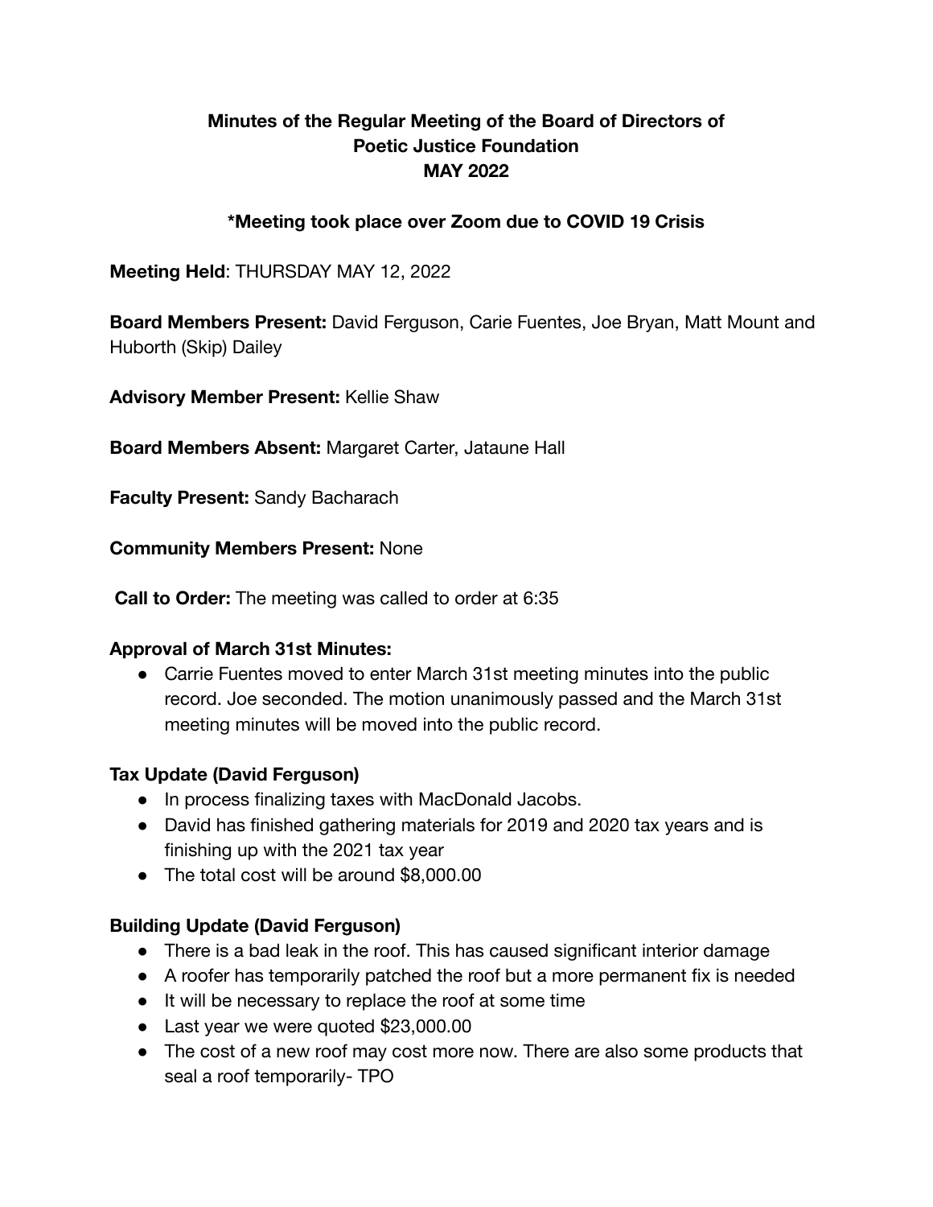**Minutes of the Regular Meeting of the Board of Directors of Poetic Justice Foundation MAY 2022**

**\*Meeting took place over Zoom due to COVID 19 Crisis**

**Meeting Held**: THURSDAY MAY 12, 2022

**Board Members Present:** David Ferguson, Carie Fuentes, Joe Bryan, Matt Mount and Huborth (Skip) Dailey

**Advisory Member Present:** Kellie Shaw

**Board Members Absent:** Margaret Carter, Jataune Hall

**Faculty Present:** Sandy Bacharach

**Community Members Present:** None

**Call to Order:** The meeting was called to order at 6:35

**Approval of March 31st Minutes:**

- Carrie Fuentes moved to enter March 31st meeting minutes into the public record. Joe seconded. The motion unanimously passed and the March 31st meeting minutes will be moved into the public record.

**Tax Update (David Ferguson)**

- In process finalizing taxes with MacDonald Jacobs.
- David has finished gathering materials for 2019 and 2020 tax years and is finishing up with the 2021 tax year
- The total cost will be around $8,000.00

**Building Update (David Ferguson)**

- There is a bad leak in the roof. This has caused significant interior damage
- A roofer has temporarily patched the roof but a more permanent fix is needed
- It will be necessary to replace the roof at some time
- Last year we were quoted $23,000.00
- The cost of a new roof may cost more now. There are also some products that seal a roof temporarily- TPO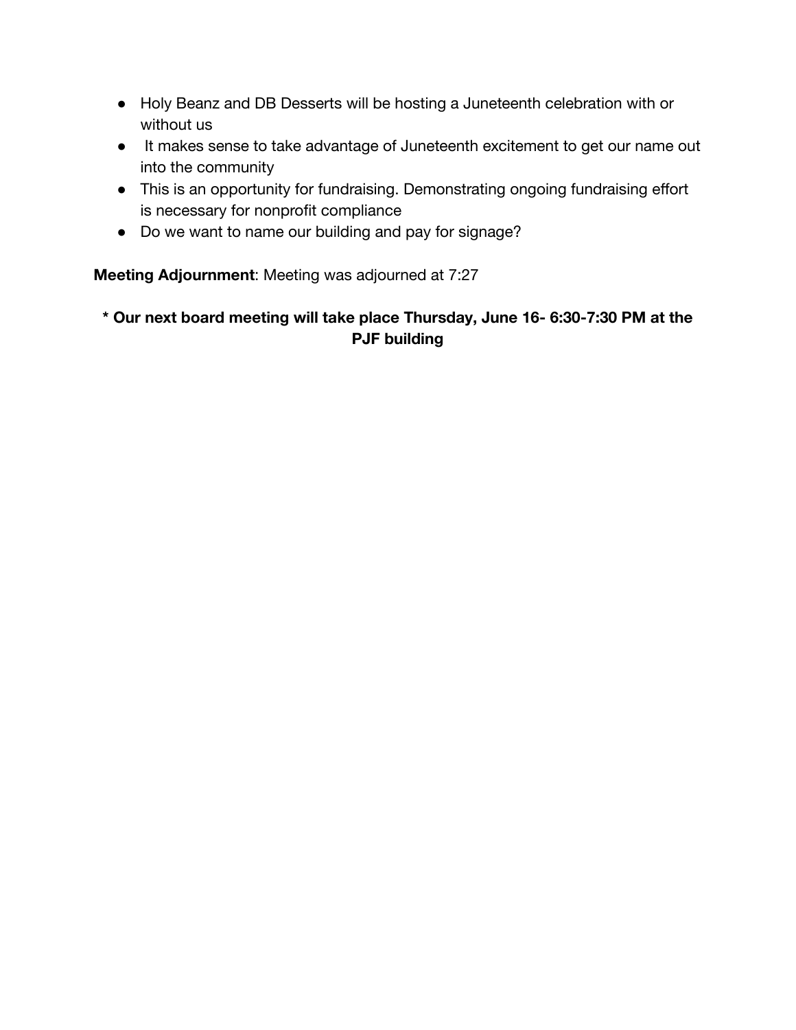- Holy Beanz and DB Desserts will be hosting a Juneteenth celebration with or without us
- It makes sense to take advantage of Juneteenth excitement to get our name out into the community
- This is an opportunity for fundraising. Demonstrating ongoing fundraising effort is necessary for nonprofit compliance
- Do we want to name our building and pay for signage?

**Meeting Adjournment**: Meeting was adjourned at 7:27

**\* Our next board meeting will take place Thursday, June 16- 6:30-7:30 PM at the PJF building**